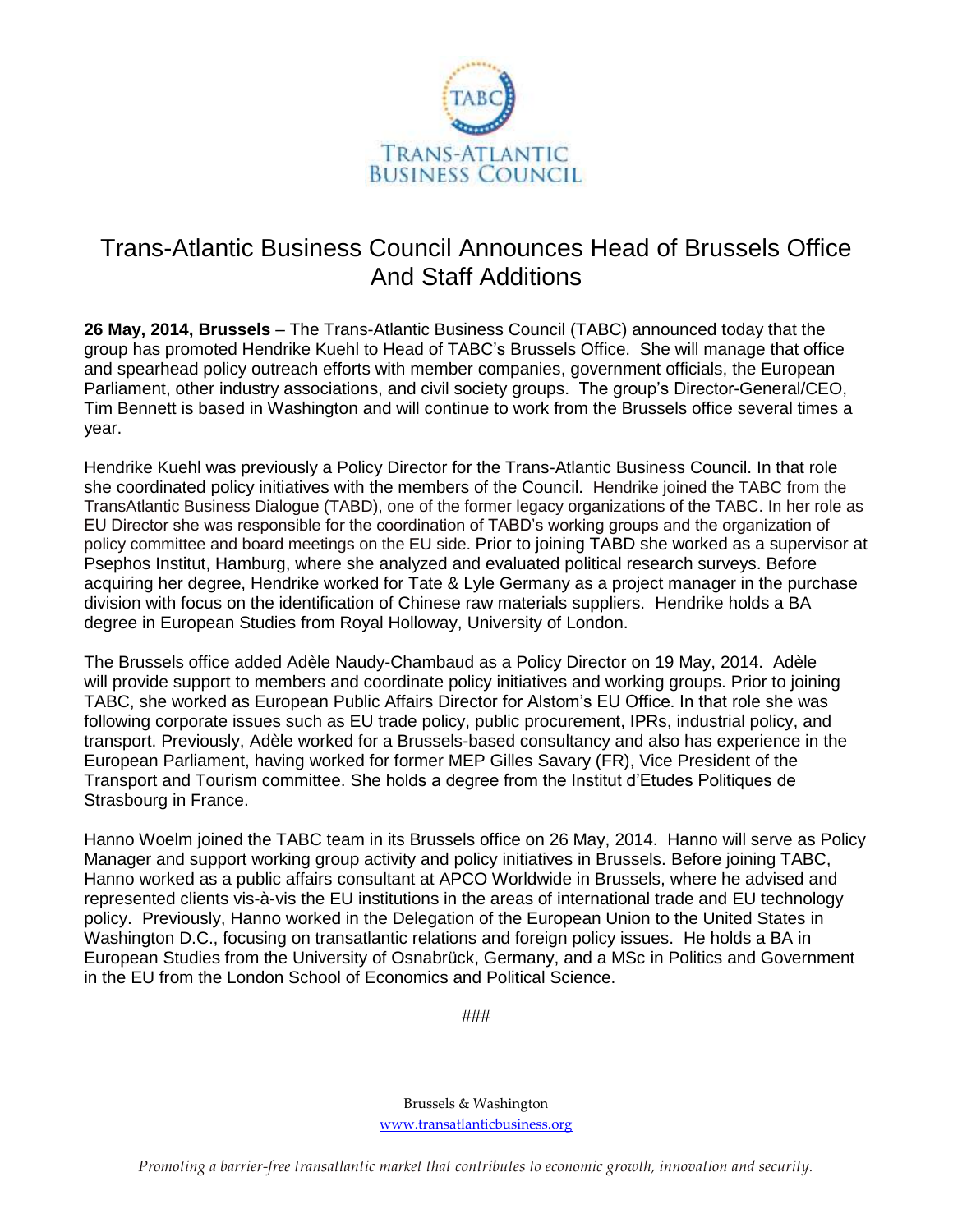TABC

TRANS-ATLANTIC BUSINESS COUNCIL

# Trans-Atlantic Business Council Announces Head of Brussels Office And Staff Additions

**26 May, 2014, Brussels** – The Trans-Atlantic Business Council (TABC) announced today that the group has promoted Hendrike Kuehl to Head of TABC's Brussels Office. She will manage that office and spearhead policy outreach efforts with member companies, government officials, the European Parliament, other industry associations, and civil society groups. The group's Director-General/CEO, Tim Bennett is based in Washington and will continue to work from the Brussels office several times a year.

Hendrike Kuehl was previously a Policy Director for the Trans-Atlantic Business Council. In that role she coordinated policy initiatives with the members of the Council. Hendrike joined the TABC from the TransAtlantic Business Dialogue (TABD), one of the former legacy organizations of the TABC. In her role as EU Director she was responsible for the coordination of TABD's working groups and the organization of policy committee and board meetings on the EU side. Prior to joining TABD she worked as a supervisor at Psephos Institut, Hamburg, where she analyzed and evaluated political research surveys. Before acquiring her degree, Hendrike worked for Tate & Lyle Germany as a project manager in the purchase division with focus on the identification of Chinese raw materials suppliers. Hendrike holds a BA degree in European Studies from Royal Holloway, University of London.

The Brussels office added Adèle Naudy-Chambaud as a Policy Director on 19 May, 2014. Adèle will provide support to members and coordinate policy initiatives and working groups. Prior to joining TABC, she worked as European Public Affairs Director for Alstom's EU Office. In that role she was following corporate issues such as EU trade policy, public procurement, IPRs, industrial policy, and transport. Previously, Adèle worked for a Brussels-based consultancy and also has experience in the European Parliament, having worked for former MEP Gilles Savary (FR), Vice President of the Transport and Tourism committee. She holds a degree from the Institut d'Etudes Politiques de Strasbourg in France.

Hanno Woelm joined the TABC team in its Brussels office on 26 May, 2014. Hanno will serve as Policy Manager and support working group activity and policy initiatives in Brussels. Before joining TABC, Hanno worked as a public affairs consultant at APCO Worldwide in Brussels, where he advised and represented clients vis-à-vis the EU institutions in the areas of international trade and EU technology policy. Previously, Hanno worked in the Delegation of the European Union to the United States in Washington D.C., focusing on transatlantic relations and foreign policy issues. He holds a BA in European Studies from the University of Osnabrück, Germany, and a MSc in Politics and Government in the EU from the London School of Economics and Political Science.

###

Brussels & Washington
www.transatlanticbusiness.org

*Promoting a barrier-free transatlantic market that contributes to economic growth, innovation and security.*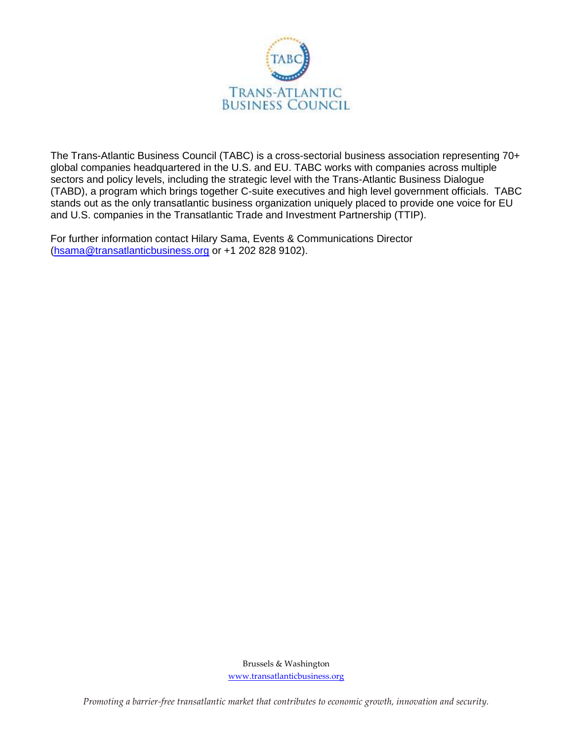TRANS-ATLANTIC BUSINESS COUNCIL

The Trans-Atlantic Business Council (TABC) is a cross-sectorial business association representing 70+ global companies headquartered in the U.S. and EU. TABC works with companies across multiple sectors and policy levels, including the strategic level with the Trans-Atlantic Business Dialogue (TABD), a program which brings together C-suite executives and high level government officials. TABC stands out as the only transatlantic business organization uniquely placed to provide one voice for EU and U.S. companies in the Transatlantic Trade and Investment Partnership (TTIP).

For further information contact Hilary Sama, Events & Communications Director (hsama@transatlanticbusiness.org or +1 202 828 9102).

Brussels & Washington
www.transatlanticbusiness.org

*Promoting a barrier-free transatlantic market that contributes to economic growth, innovation and security.*